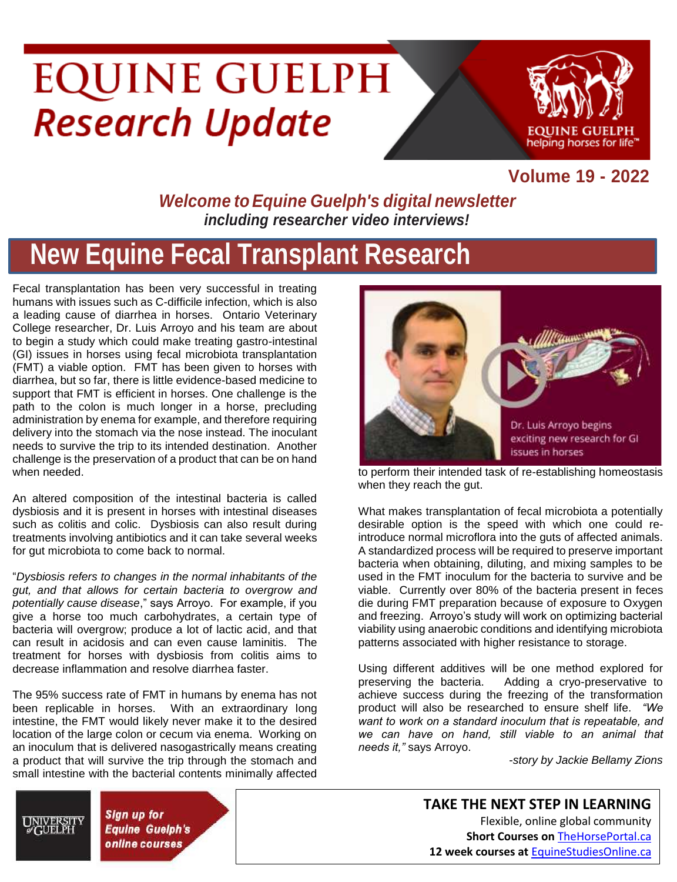# EQUINE GUELPH
## *Research Update*

EQUINE GUELPH
helping horses for life™

**Volume 19 - 2022**

***Welcome to Equine Guelph's digital newsletter***
***including researcher video interviews!***

# New Equine Fecal Transplant Research

Fecal transplantation has been very successful in treating humans with issues such as C-difficile infection, which is also a leading cause of diarrhea in horses. Ontario Veterinary College researcher, Dr. Luis Arroyo and his team are about to begin a study which could make treating gastro-intestinal (GI) issues in horses using fecal microbiota transplantation (FMT) a viable option. FMT has been given to horses with diarrhea, but so far, there is little evidence-based medicine to support that FMT is efficient in horses. One challenge is the path to the colon is much longer in a horse, precluding administration by enema for example, and therefore requiring delivery into the stomach via the nose instead. The inoculant needs to survive the trip to its intended destination. Another challenge is the preservation of a product that can be on hand when needed.

An altered composition of the intestinal bacteria is called dysbiosis and it is present in horses with intestinal diseases such as colitis and colic. Dysbiosis can also result during treatments involving antibiotics and it can take several weeks for gut microbiota to come back to normal.

"*Dysbiosis refers to changes in the normal inhabitants of the gut, and that allows for certain bacteria to overgrow and potentially cause disease*," says Arroyo. For example, if you give a horse too much carbohydrates, a certain type of bacteria will overgrow; produce a lot of lactic acid, and that can result in acidosis and can even cause laminitis. The treatment for horses with dysbiosis from colitis aims to decrease inflammation and resolve diarrhea faster.

The 95% success rate of FMT in humans by enema has not been replicable in horses. With an extraordinary long intestine, the FMT would likely never make it to the desired location of the large colon or cecum via enema. Working on an inoculum that is delivered nasogastrically means creating a product that will survive the trip through the stomach and small intestine with the bacterial contents minimally affected to perform their intended task of re-establishing homeostasis when they reach the gut.

Dr. Luis Arroyo begins exciting new research for GI issues in horses

What makes transplantation of fecal microbiota a potentially desirable option is the speed with which one could re-introduce normal microflora into the guts of affected animals. A standardized process will be required to preserve important bacteria when obtaining, diluting, and mixing samples to be used in the FMT inoculum for the bacteria to survive and be viable. Currently over 80% of the bacteria present in feces die during FMT preparation because of exposure to Oxygen and freezing. Arroyo's study will work on optimizing bacterial viability using anaerobic conditions and identifying microbiota patterns associated with higher resistance to storage.

Using different additives will be one method explored for preserving the bacteria. Adding a cryo-preservative to achieve success during the freezing of the transformation product will also be researched to ensure shelf life. *"We want to work on a standard inoculum that is repeatable, and we can have on hand, still viable to an animal that needs it,"* says Arroyo.

*-story by Jackie Bellamy Zions*

UNIVERSITY of GUELPH

***Sign up for Equine Guelph's online courses***

**TAKE THE NEXT STEP IN LEARNING**
Flexible, online global community
**Short Courses on** TheHorsePortal.ca
**12 week courses at** EquineStudiesOnline.ca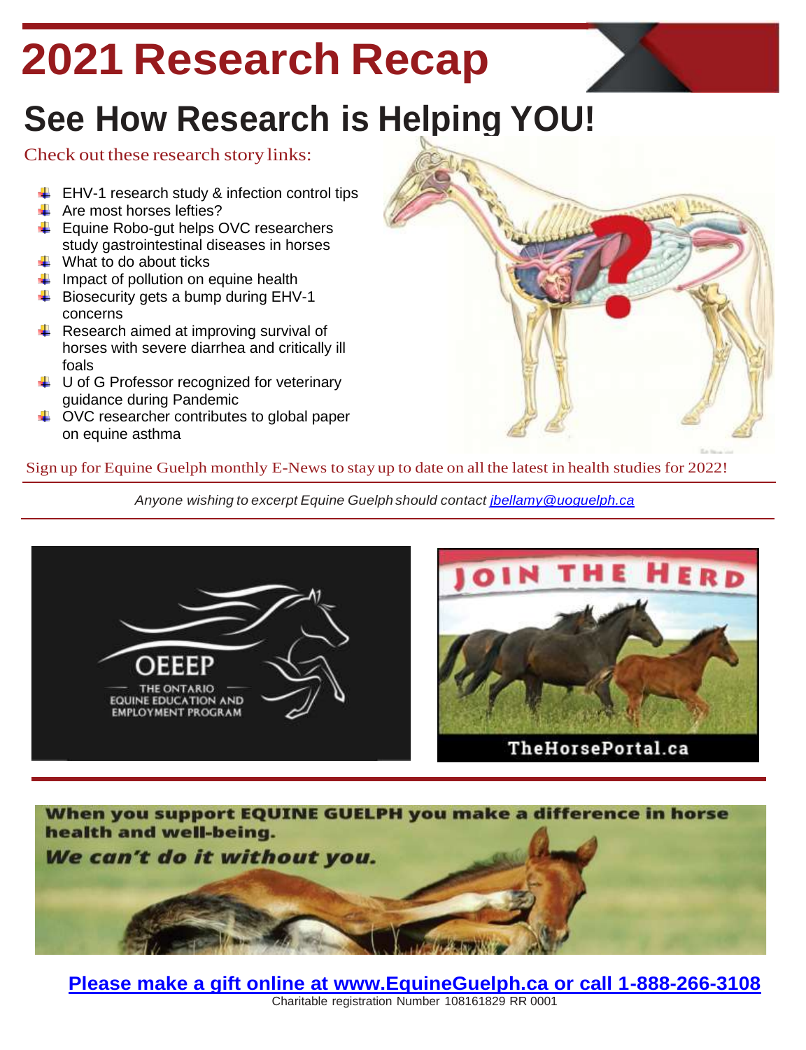# 2021 Research Recap

## See How Research is Helping YOU!

Check out these research story links:

- EHV-1 research study & infection control tips
- Are most horses lefties?
- Equine Robo-gut helps OVC researchers study gastrointestinal diseases in horses
- What to do about ticks
- Impact of pollution on equine health
- Biosecurity gets a bump during EHV-1 concerns
- Research aimed at improving survival of horses with severe diarrhea and critically ill foals
- U of G Professor recognized for veterinary guidance during Pandemic
- OVC researcher contributes to global paper on equine asthma

Sign up for Equine Guelph monthly E-News to stay up to date on all the latest in health studies for 2022!

*Anyone wishing to excerpt Equine Guelph should contact jbellamy@uoguelph.ca*

OEEEP – THE ONTARIO EQUINE EDUCATION AND EMPLOYMENT PROGRAM

JOIN THE HERD – TheHorsePortal.ca

**When you support EQUINE GUELPH you make a difference in horse health and well-being.**

***We can't do it without you.***

**Please make a gift online at www.EquineGuelph.ca or call 1-888-266-3108**

Charitable registration Number 108161829 RR 0001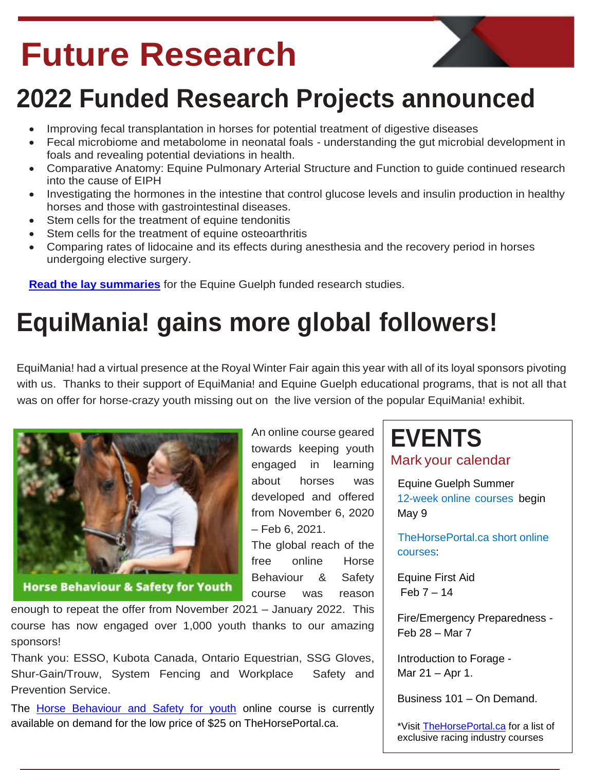# Future Research

## 2022 Funded Research Projects announced

- Improving fecal transplantation in horses for potential treatment of digestive diseases
- Fecal microbiome and metabolome in neonatal foals - understanding the gut microbial development in foals and revealing potential deviations in health.
- Comparative Anatomy: Equine Pulmonary Arterial Structure and Function to guide continued research into the cause of EIPH
- Investigating the hormones in the intestine that control glucose levels and insulin production in healthy horses and those with gastrointestinal diseases.
- Stem cells for the treatment of equine tendonitis
- Stem cells for the treatment of equine osteoarthritis
- Comparing rates of lidocaine and its effects during anesthesia and the recovery period in horses undergoing elective surgery.

**Read the lay summaries** for the Equine Guelph funded research studies.

## EquiMania! gains more global followers!

EquiMania! had a virtual presence at the Royal Winter Fair again this year with all of its loyal sponsors pivoting with us. Thanks to their support of EquiMania! and Equine Guelph educational programs, that is not all that was on offer for horse-crazy youth missing out on the live version of the popular EquiMania! exhibit.

Horse Behaviour & Safety for Youth

An online course geared towards keeping youth engaged in learning about horses was developed and offered from November 6, 2020 – Feb 6, 2021.

The global reach of the free online Horse Behaviour & Safety course was reason enough to repeat the offer from November 2021 – January 2022. This course has now engaged over 1,000 youth thanks to our amazing sponsors!

Thank you: ESSO, Kubota Canada, Ontario Equestrian, SSG Gloves, Shur-Gain/Trouw, System Fencing and Workplace Safety and Prevention Service.

The Horse Behaviour and Safety for youth online course is currently available on demand for the low price of $25 on TheHorsePortal.ca.

## EVENTS

Mark your calendar

Equine Guelph Summer 12-week online courses begin May 9

TheHorsePortal.ca short online courses:

Equine First Aid
Feb 7 – 14

Fire/Emergency Preparedness - Feb 28 – Mar 7

Introduction to Forage - Mar 21 – Apr 1.

Business 101 – On Demand.

*Visit TheHorsePortal.ca for a list of exclusive racing industry courses